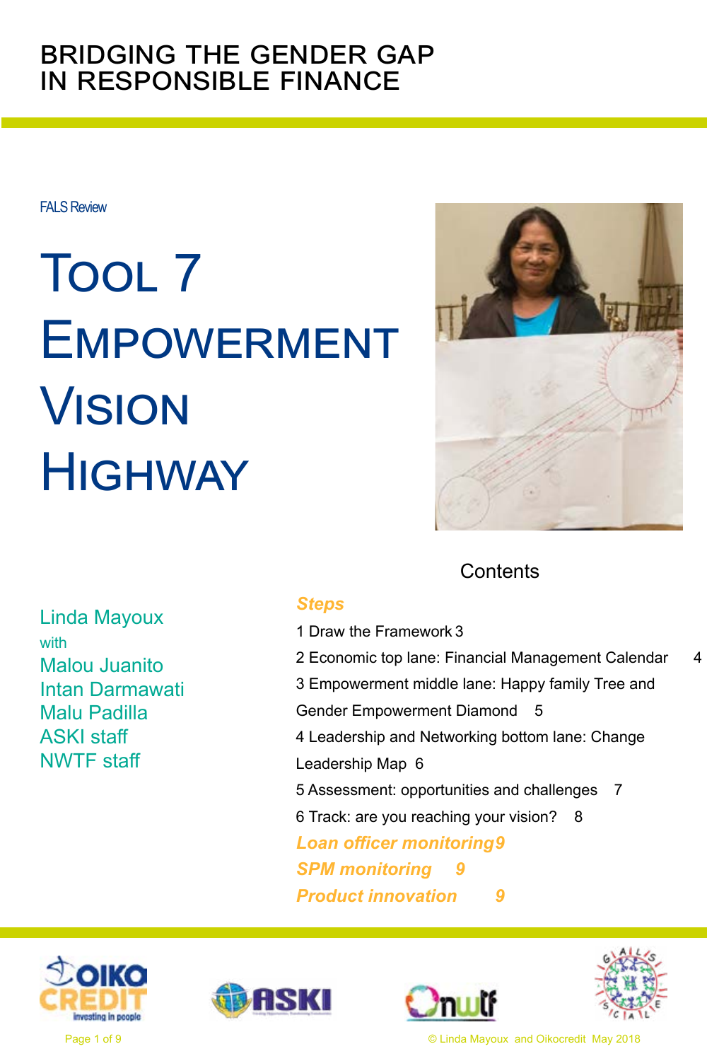# BRIDGING THE GENDER GAP IN RESPONSIBLE FINANCE

FALS Review

# Tool 7 Empowerment Vision Highway

Linda Mayoux
with
Malou Juanito
Intan Darmawati
Malu Padilla
ASKI staff
NWTF staff

## Contents

**Steps**

1 Draw the Framework 3

2 Economic top lane: Financial Management Calendar 4

3 Empowerment middle lane: Happy family Tree and Gender Empowerment Diamond 5

4 Leadership and Networking bottom lane: Change Leadership Map 6

5 Assessment: opportunities and challenges 7

6 Track: are you reaching your vision? 8

**Loan officer monitoring 9**

**SPM monitoring 9**

**Product innovation 9**

© Linda Mayoux and Oikocredit May 2018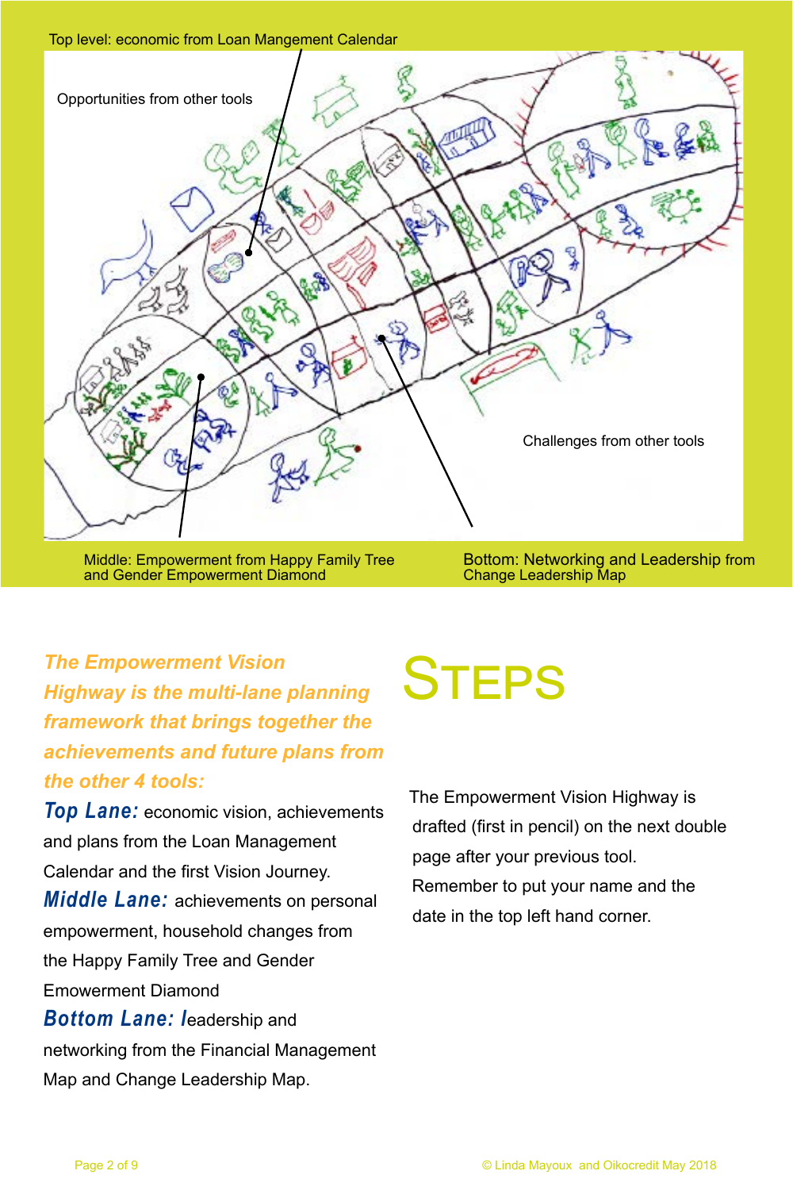Top level: economic from Loan Mangement Calendar

Opportunities from other tools

Challenges from other tools

Middle: Empowerment from Happy Family Tree and Gender Empowerment Diamond

Bottom: Networking and Leadership from Change Leadership Map

***The Empowerment Vision Highway is the multi-lane planning framework that brings together the achievements and future plans from the other 4 tools:***

***Top Lane:*** economic vision, achievements and plans from the Loan Management Calendar and the first Vision Journey.

***Middle Lane:*** achievements on personal empowerment, household changes from the Happy Family Tree and Gender Emowerment Diamond

***Bottom Lane: l***eadership and networking from the Financial Management Map and Change Leadership Map.

# STEPS

The Empowerment Vision Highway is drafted (first in pencil) on the next double page after your previous tool. Remember to put your name and the date in the top left hand corner.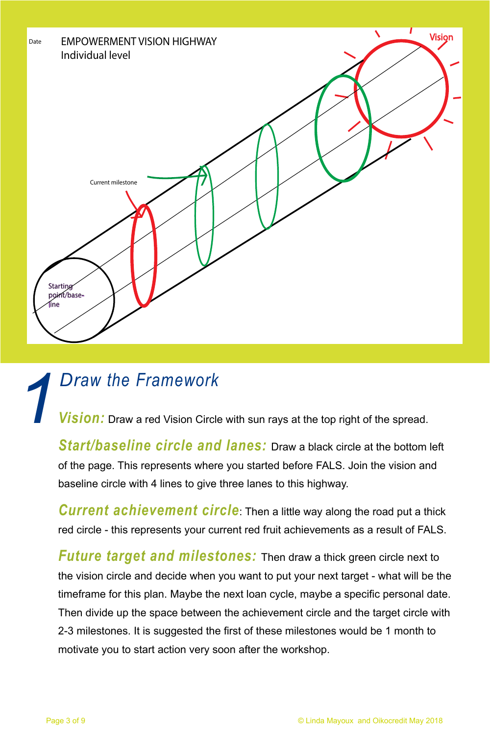Date

EMPOWERMENT VISION HIGHWAY
Individual level

Vision

Current milestone

Starting point/base-line

# 1 Draw the Framework

***Vision:*** Draw a red Vision Circle with sun rays at the top right of the spread.

***Start/baseline circle and lanes:*** Draw a black circle at the bottom left of the page. This represents where you started before FALS. Join the vision and baseline circle with 4 lines to give three lanes to this highway.

***Current achievement circle***: Then a little way along the road put a thick red circle - this represents your current red fruit achievements as a result of FALS.

***Future target and milestones:*** Then draw a thick green circle next to the vision circle and decide when you want to put your next target - what will be the timeframe for this plan. Maybe the next loan cycle, maybe a specific personal date. Then divide up the space between the achievement circle and the target circle with 2-3 milestones. It is suggested the first of these milestones would be 1 month to motivate you to start action very soon after the workshop.

© Linda Mayoux and Oikocredit May 2018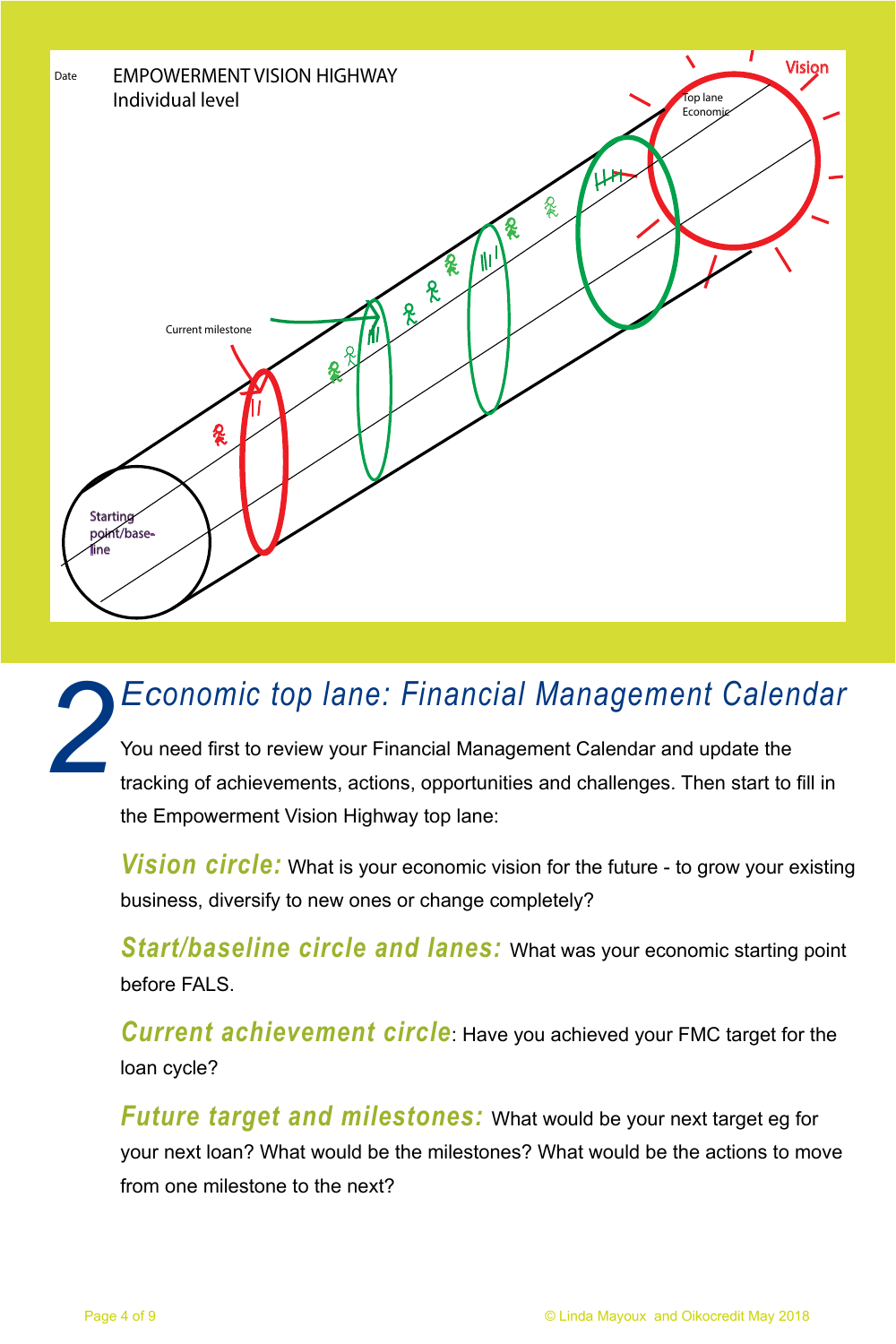Date

EMPOWERMENT VISION HIGHWAY
Individual level

Vision

Top lane
Economic

Current milestone

Starting point/base-line

# 2 Economic top lane: Financial Management Calendar

You need first to review your Financial Management Calendar and update the tracking of achievements, actions, opportunities and challenges. Then start to fill in the Empowerment Vision Highway top lane:

***Vision circle:*** What is your economic vision for the future - to grow your existing business, diversify to new ones or change completely?

***Start/baseline circle and lanes:*** What was your economic starting point before FALS.

***Current achievement circle***: Have you achieved your FMC target for the loan cycle?

***Future target and milestones:*** What would be your next target eg for your next loan? What would be the milestones? What would be the actions to move from one milestone to the next?

© Linda Mayoux and Oikocredit May 2018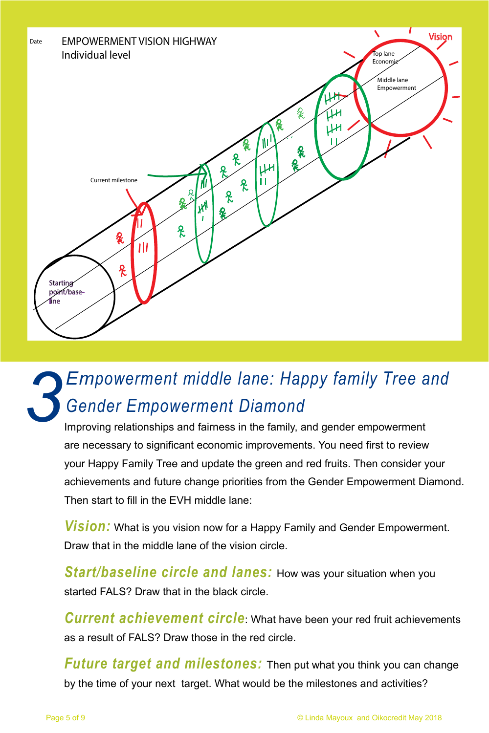Date

EMPOWERMENT VISION HIGHWAY
Individual level

Vision

Top lane
Economic

Middle lane
Empowerment

Current milestone

Starting point/base-line

# 3 Empowerment middle lane: Happy family Tree and Gender Empowerment Diamond

Improving relationships and fairness in the family, and gender empowerment are necessary to significant economic improvements. You need first to review your Happy Family Tree and update the green and red fruits. Then consider your achievements and future change priorities from the Gender Empowerment Diamond. Then start to fill in the EVH middle lane:

***Vision:*** What is you vision now for a Happy Family and Gender Empowerment. Draw that in the middle lane of the vision circle.

***Start/baseline circle and lanes:*** How was your situation when you started FALS? Draw that in the black circle.

***Current achievement circle***: What have been your red fruit achievements as a result of FALS? Draw those in the red circle.

***Future target and milestones:*** Then put what you think you can change by the time of your next target. What would be the milestones and activities?

© Linda Mayoux and Oikocredit May 2018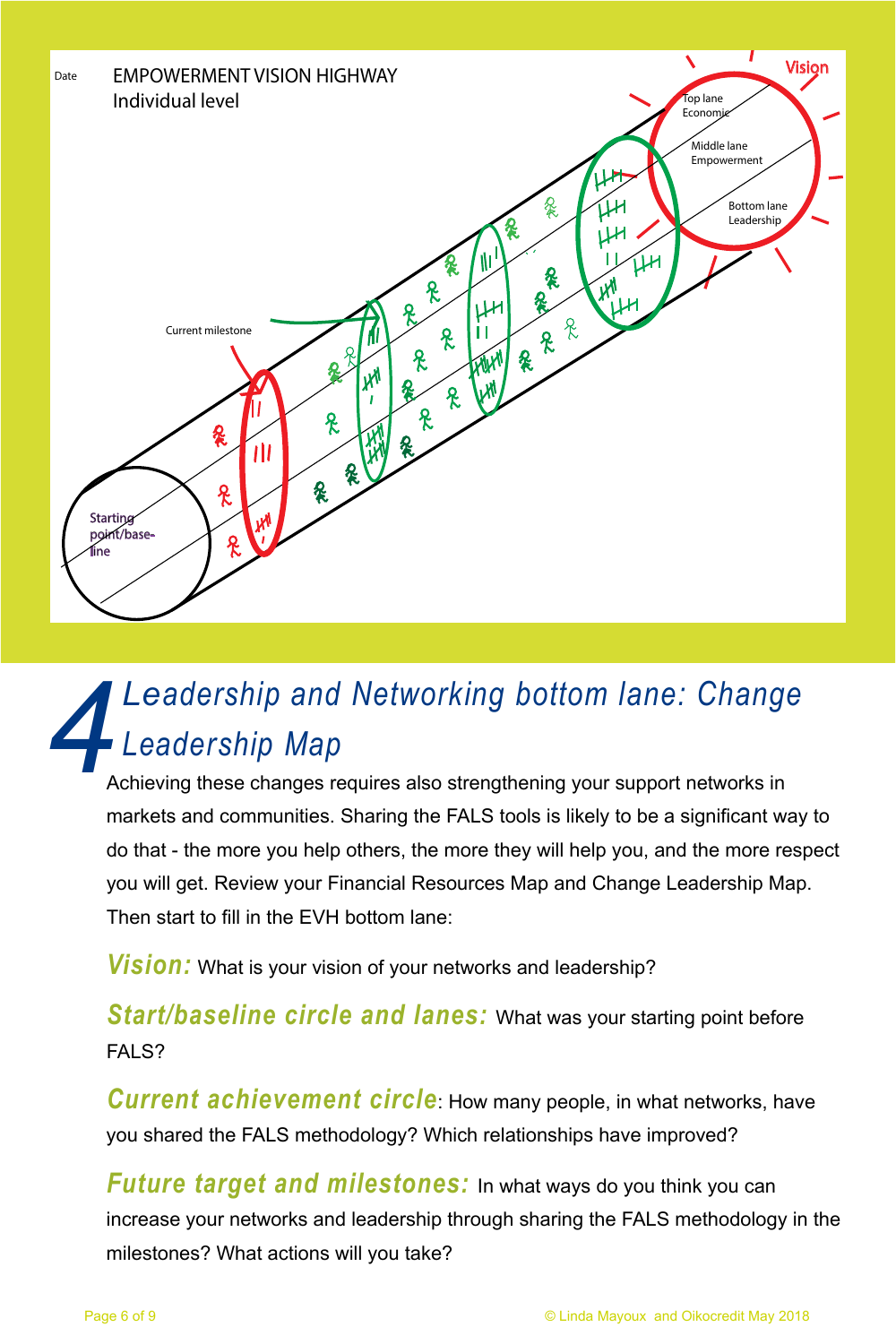Date

EMPOWERMENT VISION HIGHWAY
Individual level

Vision

Top lane
Economic

Middle lane
Empowerment

Bottom lane
Leadership

Current milestone

Starting point/baseline

# 4 Leadership and Networking bottom lane: Change Leadership Map

Achieving these changes requires also strengthening your support networks in markets and communities. Sharing the FALS tools is likely to be a significant way to do that - the more you help others, the more they will help you, and the more respect you will get. Review your Financial Resources Map and Change Leadership Map. Then start to fill in the EVH bottom lane:

***Vision:*** What is your vision of your networks and leadership?

***Start/baseline circle and lanes:*** What was your starting point before FALS?

***Current achievement circle***: How many people, in what networks, have you shared the FALS methodology? Which relationships have improved?

***Future target and milestones:*** In what ways do you think you can increase your networks and leadership through sharing the FALS methodology in the milestones? What actions will you take?

© Linda Mayoux and Oikocredit May 2018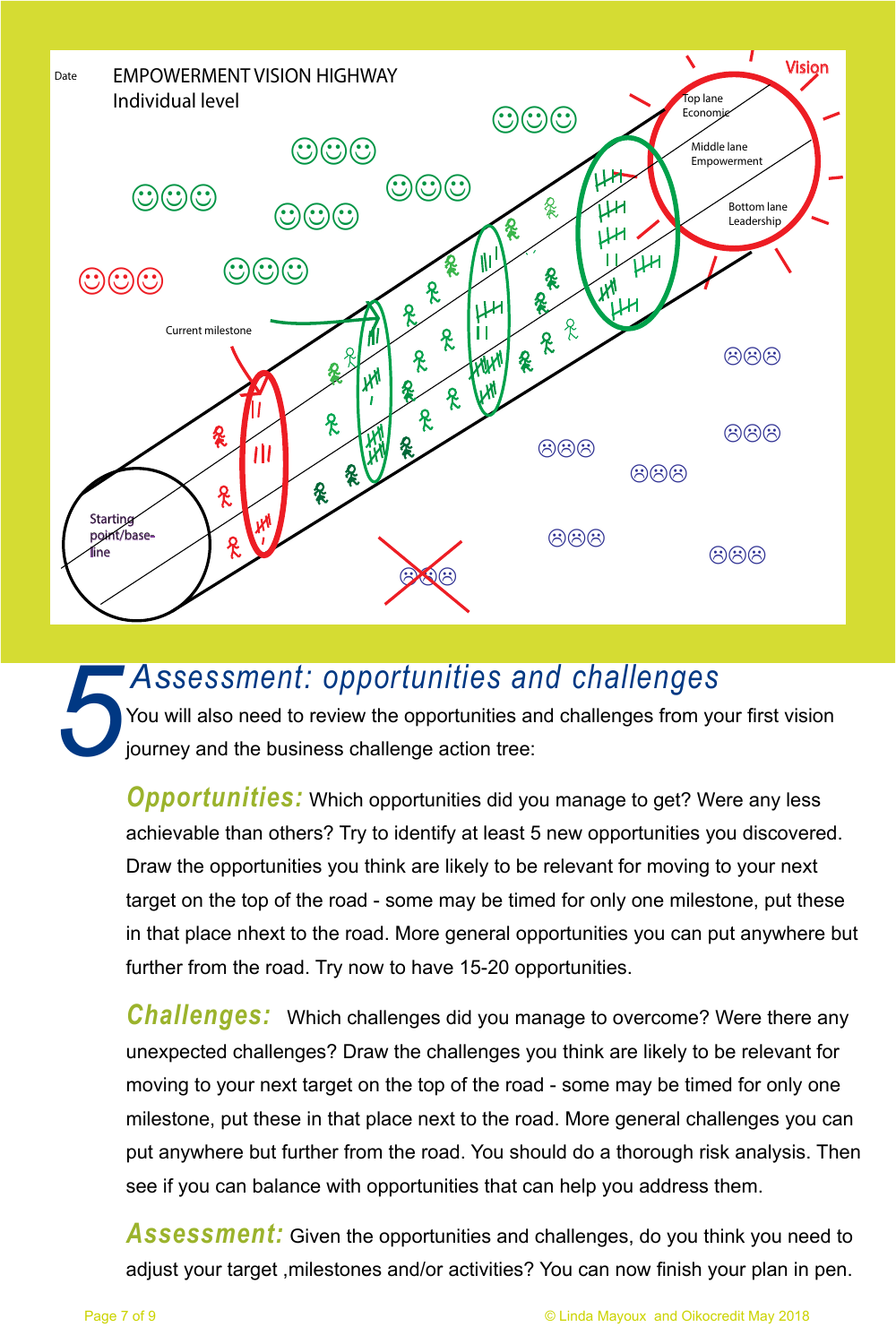Date

EMPOWERMENT VISION HIGHWAY
Individual level

Vision

Top lane Economic

Middle lane Empowerment

Bottom lane Leadership

Current milestone

Starting point/base-line

# 5 Assessment: opportunities and challenges

You will also need to review the opportunities and challenges from your first vision journey and the business challenge action tree:

**Opportunities:** Which opportunities did you manage to get? Were any less achievable than others? Try to identify at least 5 new opportunities you discovered. Draw the opportunities you think are likely to be relevant for moving to your next target on the top of the road - some may be timed for only one milestone, put these in that place nhext to the road. More general opportunities you can put anywhere but further from the road. Try now to have 15-20 opportunities.

**Challenges:** Which challenges did you manage to overcome? Were there any unexpected challenges? Draw the challenges you think are likely to be relevant for moving to your next target on the top of the road - some may be timed for only one milestone, put these in that place next to the road. More general challenges you can put anywhere but further from the road. You should do a thorough risk analysis. Then see if you can balance with opportunities that can help you address them.

**Assessment:** Given the opportunities and challenges, do you think you need to adjust your target ,milestones and/or activities? You can now finish your plan in pen.

© Linda Mayoux and Oikocredit May 2018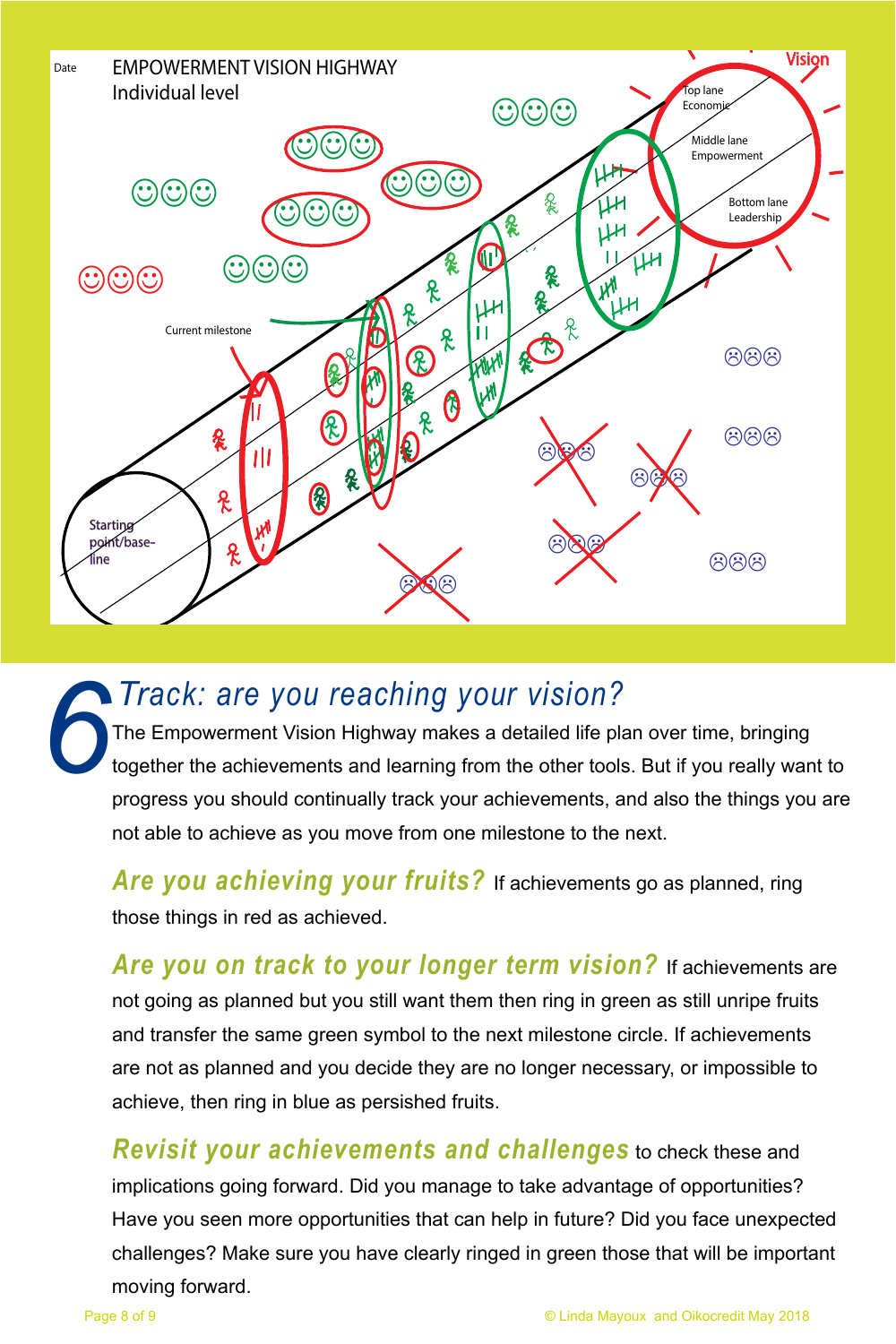Date EMPOWERMENT VISION HIGHWAY
Individual level

Vision
Top lane Economic
Middle lane Empowerment
Bottom lane Leadership

Current milestone

Starting point/base-line

# 6 Track: are you reaching your vision?

The Empowerment Vision Highway makes a detailed life plan over time, bringing together the achievements and learning from the other tools. But if you really want to progress you should continually track your achievements, and also the things you are not able to achieve as you move from one milestone to the next.

**Are you achieving your fruits?** If achievements go as planned, ring those things in red as achieved.

**Are you on track to your longer term vision?** If achievements are not going as planned but you still want them then ring in green as still unripe fruits and transfer the same green symbol to the next milestone circle. If achievements are not as planned and you decide they are no longer necessary, or impossible to achieve, then ring in blue as persished fruits.

**Revisit your achievements and challenges** to check these and implications going forward. Did you manage to take advantage of opportunities? Have you seen more opportunities that can help in future? Did you face unexpected challenges? Make sure you have clearly ringed in green those that will be important moving forward.

© Linda Mayoux and Oikocredit May 2018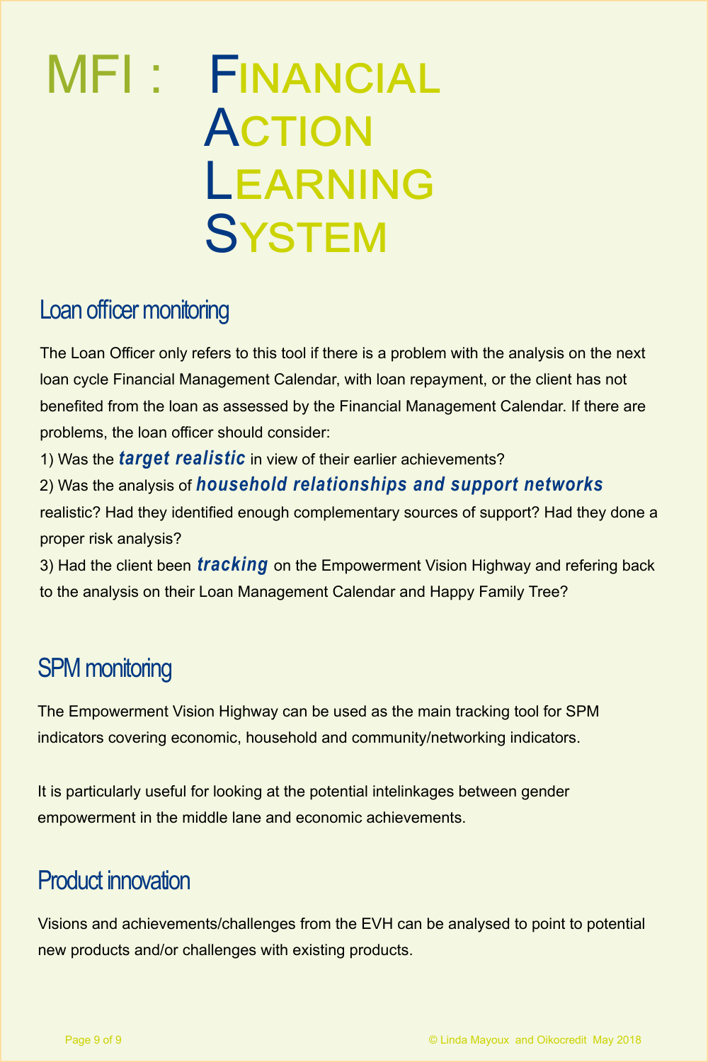# MFI : Financial Action Learning System

## Loan officer monitoring

The Loan Officer only refers to this tool if there is a problem with the analysis on the next loan cycle Financial Management Calendar, with loan repayment, or the client has not benefited from the loan as assessed by the Financial Management Calendar. If there are problems, the loan officer should consider:

1) Was the ***target realistic*** in view of their earlier achievements?

2) Was the analysis of ***household relationships and support networks*** realistic? Had they identified enough complementary sources of support? Had they done a proper risk analysis?

3) Had the client been ***tracking*** on the Empowerment Vision Highway and refering back to the analysis on their Loan Management Calendar and Happy Family Tree?

## SPM monitoring

The Empowerment Vision Highway can be used as the main tracking tool for SPM indicators covering economic, household and community/networking indicators.

It is particularly useful for looking at the potential intelinkages between gender empowerment in the middle lane and economic achievements.

## Product innovation

Visions and achievements/challenges from the EVH can be analysed to point to potential new products and/or challenges with existing products.

© Linda Mayoux and Oikocredit May 2018